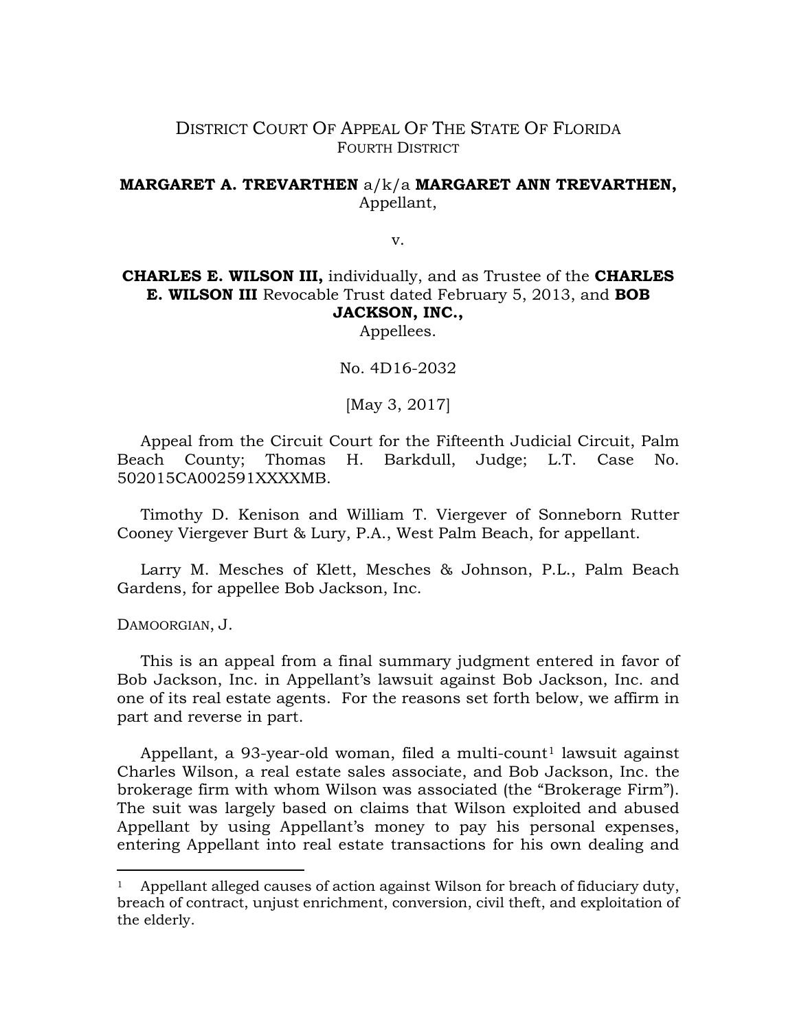DISTRICT COURT OF APPEAL OF THE STATE OF FLORIDA
FOURTH DISTRICT

**MARGARET A. TREVARTHEN** a/k/a **MARGARET ANN TREVARTHEN,**
Appellant,

v.

**CHARLES E. WILSON III,** individually, and as Trustee of the **CHARLES E. WILSON III** Revocable Trust dated February 5, 2013, and **BOB JACKSON, INC.,**
Appellees.

No. 4D16-2032

[May 3, 2017]

Appeal from the Circuit Court for the Fifteenth Judicial Circuit, Palm Beach County; Thomas H. Barkdull, Judge; L.T. Case No. 502015CA002591XXXXMB.

Timothy D. Kenison and William T. Viergever of Sonneborn Rutter Cooney Viergever Burt & Lury, P.A., West Palm Beach, for appellant.

Larry M. Mesches of Klett, Mesches & Johnson, P.L., Palm Beach Gardens, for appellee Bob Jackson, Inc.

DAMOORGIAN, J.

This is an appeal from a final summary judgment entered in favor of Bob Jackson, Inc. in Appellant's lawsuit against Bob Jackson, Inc. and one of its real estate agents. For the reasons set forth below, we affirm in part and reverse in part.

Appellant, a 93-year-old woman, filed a multi-count[1] lawsuit against Charles Wilson, a real estate sales associate, and Bob Jackson, Inc. the brokerage firm with whom Wilson was associated (the "Brokerage Firm"). The suit was largely based on claims that Wilson exploited and abused Appellant by using Appellant's money to pay his personal expenses, entering Appellant into real estate transactions for his own dealing and

[1] Appellant alleged causes of action against Wilson for breach of fiduciary duty, breach of contract, unjust enrichment, conversion, civil theft, and exploitation of the elderly.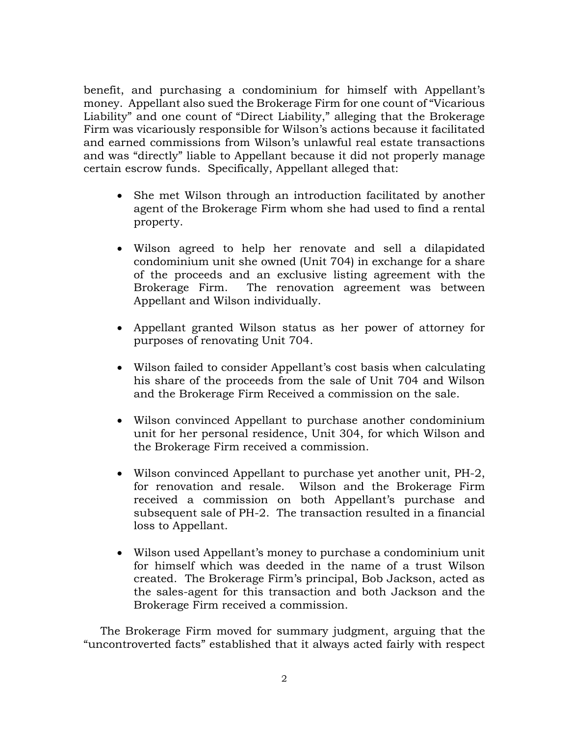benefit, and purchasing a condominium for himself with Appellant's money. Appellant also sued the Brokerage Firm for one count of "Vicarious Liability" and one count of "Direct Liability," alleging that the Brokerage Firm was vicariously responsible for Wilson's actions because it facilitated and earned commissions from Wilson's unlawful real estate transactions and was "directly" liable to Appellant because it did not properly manage certain escrow funds. Specifically, Appellant alleged that:

- She met Wilson through an introduction facilitated by another agent of the Brokerage Firm whom she had used to find a rental property.
- Wilson agreed to help her renovate and sell a dilapidated condominium unit she owned (Unit 704) in exchange for a share of the proceeds and an exclusive listing agreement with the Brokerage Firm. The renovation agreement was between Appellant and Wilson individually.
- Appellant granted Wilson status as her power of attorney for purposes of renovating Unit 704.
- Wilson failed to consider Appellant's cost basis when calculating his share of the proceeds from the sale of Unit 704 and Wilson and the Brokerage Firm Received a commission on the sale.
- Wilson convinced Appellant to purchase another condominium unit for her personal residence, Unit 304, for which Wilson and the Brokerage Firm received a commission.
- Wilson convinced Appellant to purchase yet another unit, PH-2, for renovation and resale. Wilson and the Brokerage Firm received a commission on both Appellant's purchase and subsequent sale of PH-2. The transaction resulted in a financial loss to Appellant.
- Wilson used Appellant's money to purchase a condominium unit for himself which was deeded in the name of a trust Wilson created. The Brokerage Firm's principal, Bob Jackson, acted as the sales-agent for this transaction and both Jackson and the Brokerage Firm received a commission.

The Brokerage Firm moved for summary judgment, arguing that the "uncontroverted facts" established that it always acted fairly with respect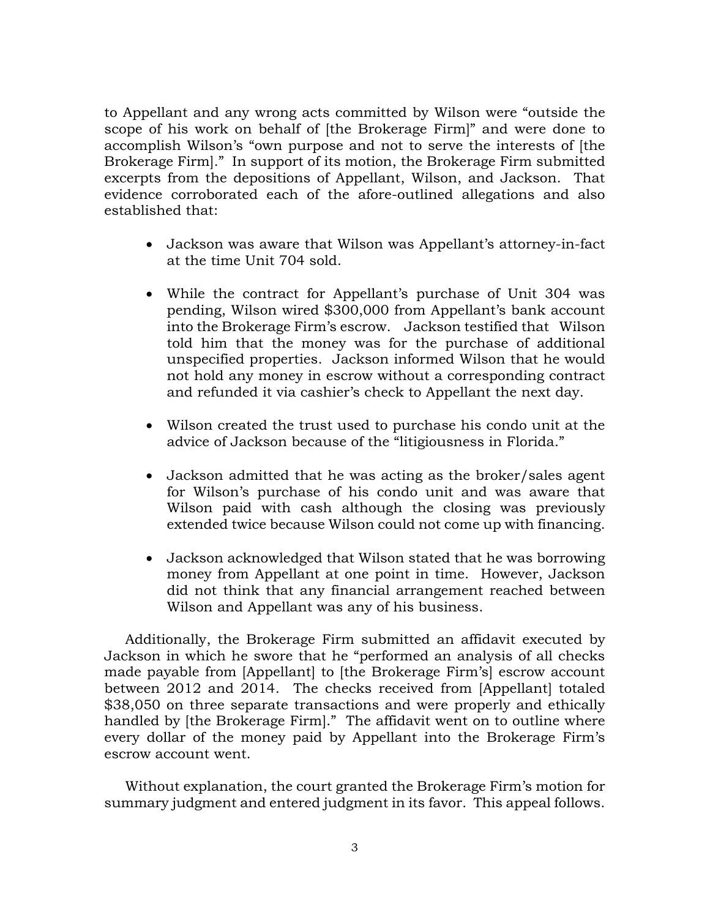to Appellant and any wrong acts committed by Wilson were "outside the scope of his work on behalf of [the Brokerage Firm]" and were done to accomplish Wilson's "own purpose and not to serve the interests of [the Brokerage Firm]." In support of its motion, the Brokerage Firm submitted excerpts from the depositions of Appellant, Wilson, and Jackson. That evidence corroborated each of the afore-outlined allegations and also established that:

- Jackson was aware that Wilson was Appellant's attorney-in-fact at the time Unit 704 sold.
- While the contract for Appellant's purchase of Unit 304 was pending, Wilson wired $300,000 from Appellant's bank account into the Brokerage Firm's escrow. Jackson testified that Wilson told him that the money was for the purchase of additional unspecified properties. Jackson informed Wilson that he would not hold any money in escrow without a corresponding contract and refunded it via cashier's check to Appellant the next day.
- Wilson created the trust used to purchase his condo unit at the advice of Jackson because of the "litigiousness in Florida."
- Jackson admitted that he was acting as the broker/sales agent for Wilson's purchase of his condo unit and was aware that Wilson paid with cash although the closing was previously extended twice because Wilson could not come up with financing.
- Jackson acknowledged that Wilson stated that he was borrowing money from Appellant at one point in time. However, Jackson did not think that any financial arrangement reached between Wilson and Appellant was any of his business.

Additionally, the Brokerage Firm submitted an affidavit executed by Jackson in which he swore that he "performed an analysis of all checks made payable from [Appellant] to [the Brokerage Firm's] escrow account between 2012 and 2014. The checks received from [Appellant] totaled $38,050 on three separate transactions and were properly and ethically handled by [the Brokerage Firm]." The affidavit went on to outline where every dollar of the money paid by Appellant into the Brokerage Firm's escrow account went.

Without explanation, the court granted the Brokerage Firm's motion for summary judgment and entered judgment in its favor. This appeal follows.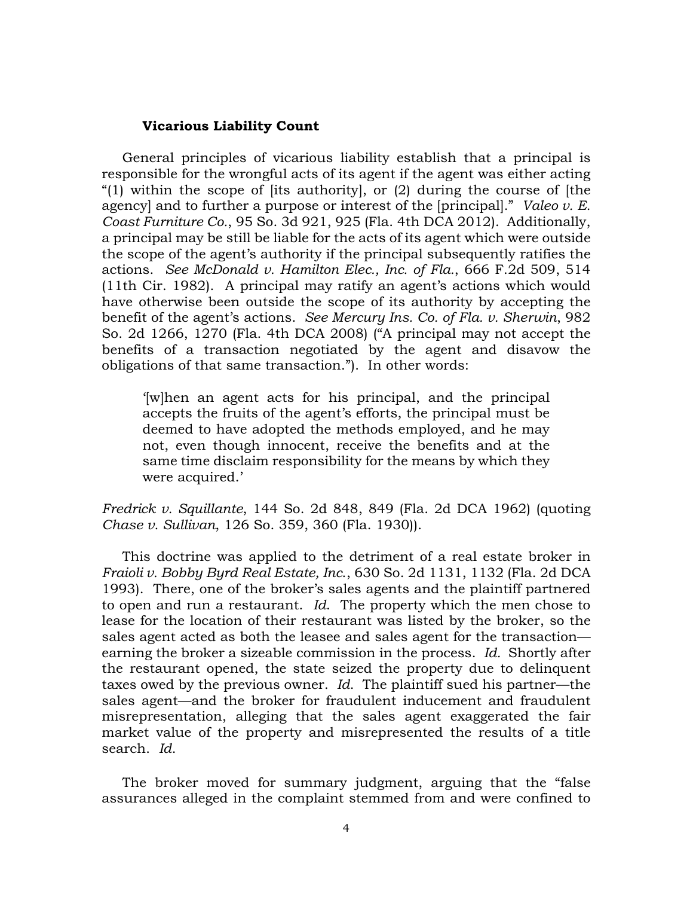**Vicarious Liability Count**

General principles of vicarious liability establish that a principal is responsible for the wrongful acts of its agent if the agent was either acting "(1) within the scope of [its authority], or (2) during the course of [the agency] and to further a purpose or interest of the [principal]." *Valeo v. E. Coast Furniture Co.*, 95 So. 3d 921, 925 (Fla. 4th DCA 2012). Additionally, a principal may be still be liable for the acts of its agent which were outside the scope of the agent's authority if the principal subsequently ratifies the actions. *See McDonald v. Hamilton Elec., Inc. of Fla.*, 666 F.2d 509, 514 (11th Cir. 1982). A principal may ratify an agent's actions which would have otherwise been outside the scope of its authority by accepting the benefit of the agent's actions. *See Mercury Ins. Co. of Fla. v. Sherwin*, 982 So. 2d 1266, 1270 (Fla. 4th DCA 2008) ("A principal may not accept the benefits of a transaction negotiated by the agent and disavow the obligations of that same transaction."). In other words:

> '[w]hen an agent acts for his principal, and the principal accepts the fruits of the agent's efforts, the principal must be deemed to have adopted the methods employed, and he may not, even though innocent, receive the benefits and at the same time disclaim responsibility for the means by which they were acquired.'

*Fredrick v. Squillante*, 144 So. 2d 848, 849 (Fla. 2d DCA 1962) (quoting *Chase v. Sullivan*, 126 So. 359, 360 (Fla. 1930)).

This doctrine was applied to the detriment of a real estate broker in *Fraioli v. Bobby Byrd Real Estate, Inc.*, 630 So. 2d 1131, 1132 (Fla. 2d DCA 1993). There, one of the broker's sales agents and the plaintiff partnered to open and run a restaurant. *Id.* The property which the men chose to lease for the location of their restaurant was listed by the broker, so the sales agent acted as both the leasee and sales agent for the transaction—earning the broker a sizeable commission in the process. *Id.* Shortly after the restaurant opened, the state seized the property due to delinquent taxes owed by the previous owner. *Id.* The plaintiff sued his partner—the sales agent—and the broker for fraudulent inducement and fraudulent misrepresentation, alleging that the sales agent exaggerated the fair market value of the property and misrepresented the results of a title search. *Id.*

The broker moved for summary judgment, arguing that the "false assurances alleged in the complaint stemmed from and were confined to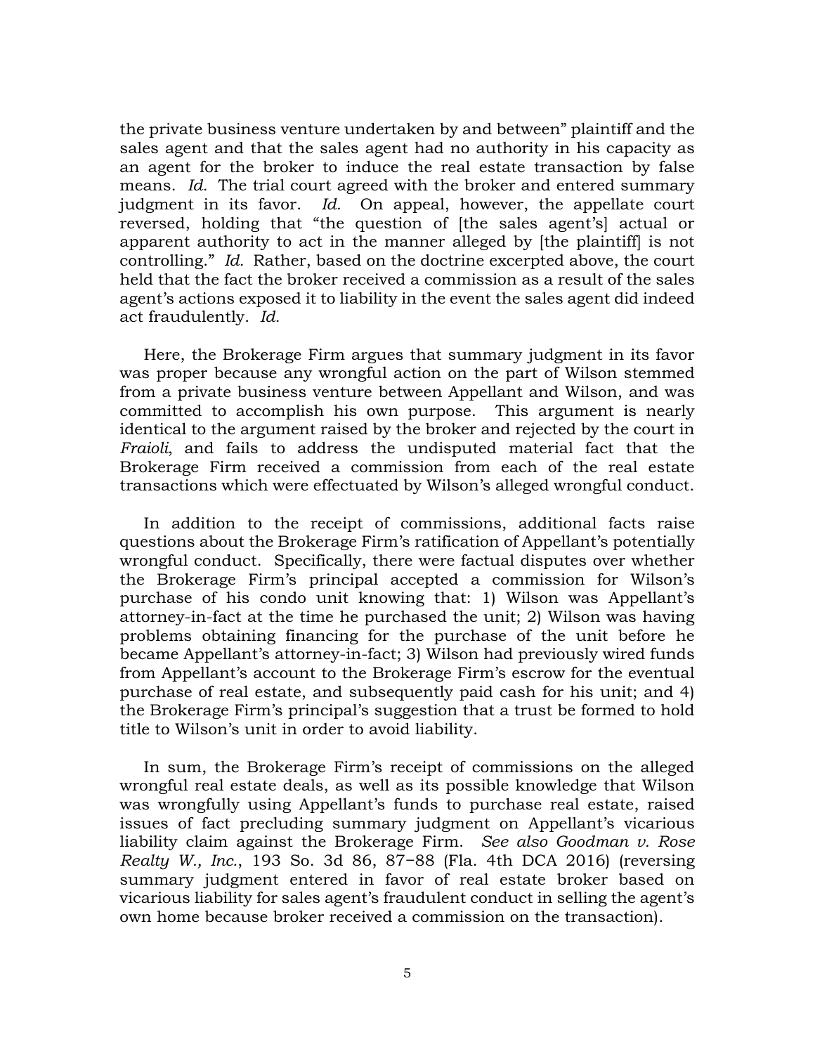the private business venture undertaken by and between" plaintiff and the sales agent and that the sales agent had no authority in his capacity as an agent for the broker to induce the real estate transaction by false means. *Id.* The trial court agreed with the broker and entered summary judgment in its favor. *Id.* On appeal, however, the appellate court reversed, holding that "the question of [the sales agent's] actual or apparent authority to act in the manner alleged by [the plaintiff] is not controlling." *Id.* Rather, based on the doctrine excerpted above, the court held that the fact the broker received a commission as a result of the sales agent's actions exposed it to liability in the event the sales agent did indeed act fraudulently. *Id.*

Here, the Brokerage Firm argues that summary judgment in its favor was proper because any wrongful action on the part of Wilson stemmed from a private business venture between Appellant and Wilson, and was committed to accomplish his own purpose. This argument is nearly identical to the argument raised by the broker and rejected by the court in *Fraioli*, and fails to address the undisputed material fact that the Brokerage Firm received a commission from each of the real estate transactions which were effectuated by Wilson's alleged wrongful conduct.

In addition to the receipt of commissions, additional facts raise questions about the Brokerage Firm's ratification of Appellant's potentially wrongful conduct. Specifically, there were factual disputes over whether the Brokerage Firm's principal accepted a commission for Wilson's purchase of his condo unit knowing that: 1) Wilson was Appellant's attorney-in-fact at the time he purchased the unit; 2) Wilson was having problems obtaining financing for the purchase of the unit before he became Appellant's attorney-in-fact; 3) Wilson had previously wired funds from Appellant's account to the Brokerage Firm's escrow for the eventual purchase of real estate, and subsequently paid cash for his unit; and 4) the Brokerage Firm's principal's suggestion that a trust be formed to hold title to Wilson's unit in order to avoid liability.

In sum, the Brokerage Firm's receipt of commissions on the alleged wrongful real estate deals, as well as its possible knowledge that Wilson was wrongfully using Appellant's funds to purchase real estate, raised issues of fact precluding summary judgment on Appellant's vicarious liability claim against the Brokerage Firm. *See also Goodman v. Rose Realty W., Inc.*, 193 So. 3d 86, 87–88 (Fla. 4th DCA 2016) (reversing summary judgment entered in favor of real estate broker based on vicarious liability for sales agent's fraudulent conduct in selling the agent's own home because broker received a commission on the transaction).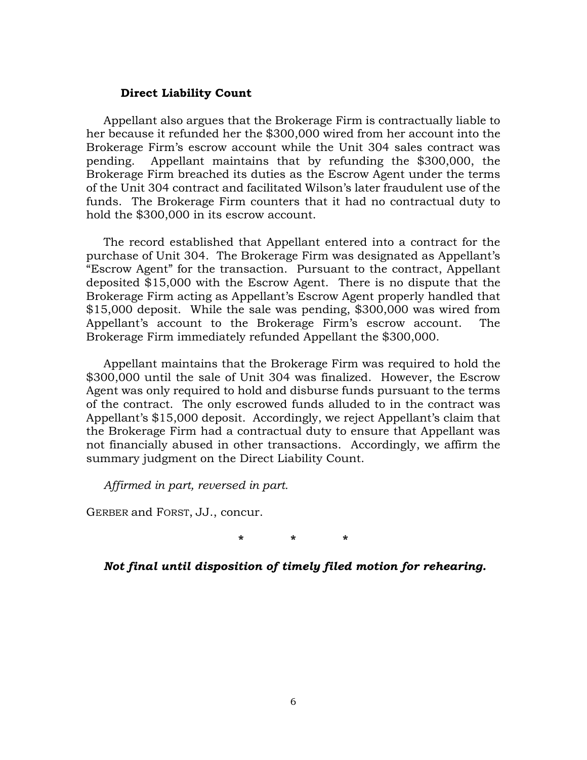### **Direct Liability Count**

Appellant also argues that the Brokerage Firm is contractually liable to her because it refunded her the $300,000 wired from her account into the Brokerage Firm's escrow account while the Unit 304 sales contract was pending. Appellant maintains that by refunding the $300,000, the Brokerage Firm breached its duties as the Escrow Agent under the terms of the Unit 304 contract and facilitated Wilson's later fraudulent use of the funds. The Brokerage Firm counters that it had no contractual duty to hold the $300,000 in its escrow account.

The record established that Appellant entered into a contract for the purchase of Unit 304. The Brokerage Firm was designated as Appellant's "Escrow Agent" for the transaction. Pursuant to the contract, Appellant deposited $15,000 with the Escrow Agent. There is no dispute that the Brokerage Firm acting as Appellant's Escrow Agent properly handled that $15,000 deposit. While the sale was pending, $300,000 was wired from Appellant's account to the Brokerage Firm's escrow account. The Brokerage Firm immediately refunded Appellant the $300,000.

Appellant maintains that the Brokerage Firm was required to hold the $300,000 until the sale of Unit 304 was finalized. However, the Escrow Agent was only required to hold and disburse funds pursuant to the terms of the contract. The only escrowed funds alluded to in the contract was Appellant's $15,000 deposit. Accordingly, we reject Appellant's claim that the Brokerage Firm had a contractual duty to ensure that Appellant was not financially abused in other transactions. Accordingly, we affirm the summary judgment on the Direct Liability Count.

*Affirmed in part, reversed in part.*

GERBER and FORST, JJ., concur.

\*            \*            \*

***Not final until disposition of timely filed motion for rehearing.***